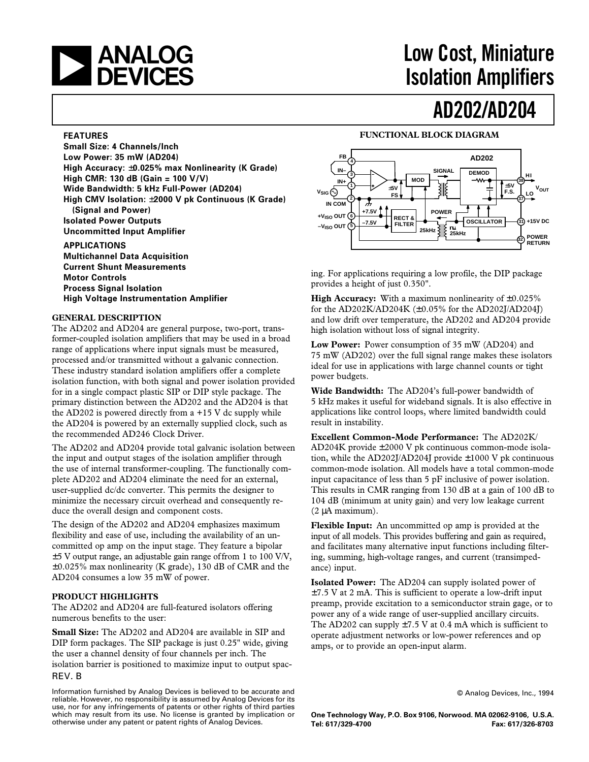# Low Cost, Miniature Isolation Amplifiers

# AD202/AD204

## FEATURES

**Small Size: 4 Channels/Inch**
**Low Power: 35 mW (AD204)**
**High Accuracy: ±0.025% max Nonlinearity (K Grade)**
**High CMR: 130 dB (Gain = 100 V/V)**
**Wide Bandwidth: 5 kHz Full-Power (AD204)**
**High CMV Isolation: ±2000 V pk Continuous (K Grade) (Signal and Power)**
**Isolated Power Outputs**
**Uncommitted Input Amplifier**

## APPLICATIONS

**Multichannel Data Acquisition**
**Current Shunt Measurements**
**Motor Controls**
**Process Signal Isolation**
**High Voltage Instrumentation Amplifier**

## FUNCTIONAL BLOCK DIAGRAM

## GENERAL DESCRIPTION

The AD202 and AD204 are general purpose, two-port, transformer-coupled isolation amplifiers that may be used in a broad range of applications where input signals must be measured, processed and/or transmitted without a galvanic connection. These industry standard isolation amplifiers offer a complete isolation function, with both signal and power isolation provided for in a single compact plastic SIP or DIP style package. The primary distinction between the AD202 and the AD204 is that the AD202 is powered directly from a +15 V dc supply while the AD204 is powered by an externally supplied clock, such as the recommended AD246 Clock Driver.

The AD202 and AD204 provide total galvanic isolation between the input and output stages of the isolation amplifier through the use of internal transformer-coupling. The functionally complete AD202 and AD204 eliminate the need for an external, user-supplied dc/dc converter. This permits the designer to minimize the necessary circuit overhead and consequently reduce the overall design and component costs.

The design of the AD202 and AD204 emphasizes maximum flexibility and ease of use, including the availability of an uncommitted op amp on the input stage. They feature a bipolar ±5 V output range, an adjustable gain range of from 1 to 100 V/V, ±0.025% max nonlinearity (K grade), 130 dB of CMR and the AD204 consumes a low 35 mW of power.

## PRODUCT HIGHLIGHTS

The AD202 and AD204 are full-featured isolators offering numerous benefits to the user:

**Small Size:** The AD202 and AD204 are available in SIP and DIP form packages. The SIP package is just 0.25" wide, giving the user a channel density of four channels per inch. The isolation barrier is positioned to maximize input to output spacing. For applications requiring a low profile, the DIP package provides a height of just 0.350".

**High Accuracy:** With a maximum nonlinearity of ±0.025% for the AD202K/AD204K (±0.05% for the AD202J/AD204J) and low drift over temperature, the AD202 and AD204 provide high isolation without loss of signal integrity.

**Low Power:** Power consumption of 35 mW (AD204) and 75 mW (AD202) over the full signal range makes these isolators ideal for use in applications with large channel counts or tight power budgets.

**Wide Bandwidth:** The AD204's full-power bandwidth of 5 kHz makes it useful for wideband signals. It is also effective in applications like control loops, where limited bandwidth could result in instability.

**Excellent Common-Mode Performance:** The AD202K/AD204K provide ±2000 V pk continuous common-mode isolation, while the AD202J/AD204J provide ±1000 V pk continuous common-mode isolation. All models have a total common-mode input capacitance of less than 5 pF inclusive of power isolation. This results in CMR ranging from 130 dB at a gain of 100 dB to 104 dB (minimum at unity gain) and very low leakage current (2 µA maximum).

**Flexible Input:** An uncommitted op amp is provided at the input of all models. This provides buffering and gain as required, and facilitates many alternative input functions including filtering, summing, high-voltage ranges, and current (transimpedance) input.

**Isolated Power:** The AD204 can supply isolated power of ±7.5 V at 2 mA. This is sufficient to operate a low-drift input preamp, provide excitation to a semiconductor strain gage, or to power any of a wide range of user-supplied ancillary circuits. The AD202 can supply ±7.5 V at 0.4 mA which is sufficient to operate adjustment networks or low-power references and op amps, or to provide an open-input alarm.

REV. B

Information furnished by Analog Devices is believed to be accurate and reliable. However, no responsibility is assumed by Analog Devices for its use, nor for any infringements of patents or other rights of third parties which may result from its use. No license is granted by implication or otherwise under any patent or patent rights of Analog Devices.

© Analog Devices, Inc., 1994

One Technology Way, P.O. Box 9106, Norwood. MA 02062-9106, U.S.A.
Tel: 617/329-4700 Fax: 617/326-8703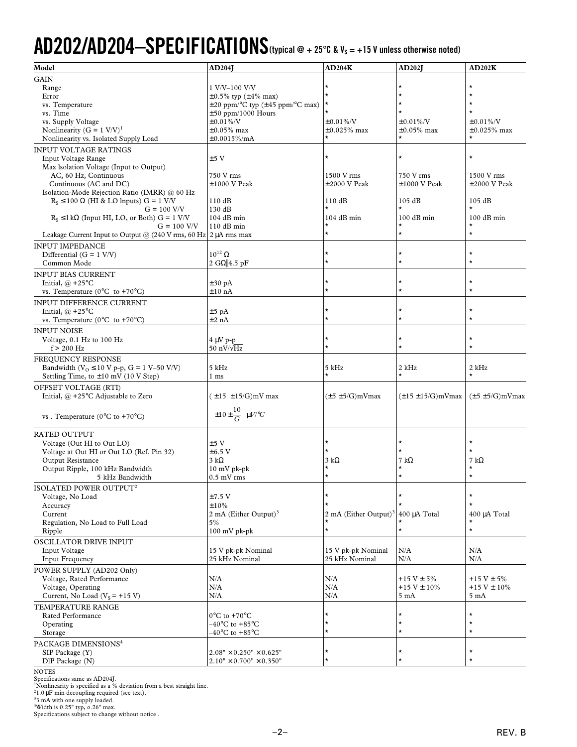# AD202/AD204–SPECIFICATIONS (typical @ + 25°C & $V_S$ = +15 V unless otherwise noted)

| Model | AD204J | AD204K | AD202J | AD202K |
|---|---|---|---|---|
| **GAIN** | | | | |
| Range | 1 V/V–100 V/V | * | * | * |
| Error | ±0.5% typ (±4% max) | * | * | * |
| vs. Temperature | ±20 ppm/°C typ (±45 ppm/°C max) | * | * | * |
| vs. Time | ±50 ppm/1000 Hours | * | * | * |
| vs. Supply Voltage | ±0.01%/V | ±0.01%/V | ±0.01%/V | ±0.01%/V |
| Nonlinearity (G = 1 V/V)[1] | ±0.05% max | ±0.025% max | ±0.05% max | ±0.025% max |
| Nonlinearity vs. Isolated Supply Load | ±0.0015%/mA | * | * | * |
| **INPUT VOLTAGE RATINGS** | | | | |
| Input Voltage Range | ±5 V | * | * | * |
| Max Isolation Voltage (Input to Output) | | | | |
| AC, 60 Hz, Continuous | 750 V rms | 1500 V rms | 750 V rms | 1500 V rms |
| Continuous (AC and DC) | ±1000 V Peak | ±2000 V Peak | ±1000 V Peak | ±2000 V Peak |
| Isolation-Mode Rejection Ratio (IMRR) @ 60 Hz | | | | |
| $R_S \leq 100\ \Omega$ (HI & LO Inputs) G = 1 V/V | 110 dB | 110 dB | 105 dB | 105 dB |
| G = 100 V/V | 130 dB | * | * | * |
| $R_S \leq 1\ k\Omega$ (Input HI, LO, or Both) G = 1 V/V | 104 dB min | 104 dB min | 100 dB min | 100 dB min |
| G = 100 V/V | 110 dB min | * | * | * |
| Leakage Current Input to Output @ 240 V rms, 60 Hz | 2 μA rms max | * | * | * |
| **INPUT IMPEDANCE** | | | | |
| Differential (G = 1 V/V) | $10^{12}\ \Omega$ | * | * | * |
| Common Mode | 2 GΩ‖4.5 pF | * | * | * |
| **INPUT BIAS CURRENT** | | | | |
| Initial, @ +25°C | ±30 pA | * | * | * |
| vs. Temperature (0°C to +70°C) | ±10 nA | * | * | * |
| **INPUT DIFFERENCE CURRENT** | | | | |
| Initial, @ +25°C | ±5 pA | * | * | * |
| vs. Temperature (0°C to +70°C) | ±2 nA | * | * | * |
| **INPUT NOISE** | | | | |
| Voltage, 0.1 Hz to 100 Hz | 4 μV p-p | * | * | * |
| f > 200 Hz | 50 nV/√Hz | * | * | * |
| **FREQUENCY RESPONSE** | | | | |
| Bandwidth ($V_O \leq$ 10 V p-p, G = 1 V–50 V/V) | 5 kHz | 5 kHz | 2 kHz | 2 kHz |
| Settling Time, to ±10 mV (10 V Step) | 1 ms | * | * | * |
| **OFFSET VOLTAGE (RTI)** | | | | |
| Initial, @ +25°C Adjustable to Zero | (±15 ±15/G)mV max | (±5 ±5/G)mVmax | (±15 ±15/G)mVmax | (±5 ±5/G)mVmax |
| vs. Temperature (0°C to +70°C) | $\pm 10 \pm \frac{10}{G}$ μV/°C | | | |
| **RATED OUTPUT** | | | | |
| Voltage (Out HI to Out LO) | ±5 V | * | * | * |
| Voltage at Out HI or Out LO (Ref. Pin 32) | ±6.5 V | * | * | * |
| Output Resistance | 3 kΩ | 3 kΩ | 7 kΩ | 7 kΩ |
| Output Ripple, 100 kHz Bandwidth | 10 mV pk-pk | * | * | * |
| 5 kHz Bandwidth | 0.5 mV rms | * | * | * |
| **ISOLATED POWER OUTPUT**[2] | | | | |
| Voltage, No Load | ±7.5 V | * | * | * |
| Accuracy | ±10% | * | * | * |
| Current | 2 mA (Either Output)[3] | 2 mA (Either Output)[3] | 400 μA Total | 400 μA Total |
| Regulation, No Load to Full Load | 5% | * | * | * |
| Ripple | 100 mV pk-pk | * | * | * |
| **OSCILLATOR DRIVE INPUT** | | | | |
| Input Voltage | 15 V pk-pk Nominal | 15 V pk-pk Nominal | N/A | N/A |
| Input Frequency | 25 kHz Nominal | 25 kHz Nominal | N/A | N/A |
| **POWER SUPPLY (AD202 Only)** | | | | |
| Voltage, Rated Performance | N/A | N/A | +15 V ± 5% | +15 V ± 5% |
| Voltage, Operating | N/A | N/A | +15 V ± 10% | +15 V ± 10% |
| Current, No Load ($V_S$ = +15 V) | N/A | N/A | 5 mA | 5 mA |
| **TEMPERATURE RANGE** | | | | |
| Rated Performance | 0°C to +70°C | * | * | * |
| Operating | –40°C to +85°C | * | * | * |
| Storage | –40°C to +85°C | * | * | * |
| **PACKAGE DIMENSIONS**[4] | | | | |
| SIP Package (Y) | 2.08" × 0.250" × 0.625" | * | * | * |
| DIP Package (N) | 2.10" × 0.700" × 0.350" | * | * | * |

NOTES

*Specifications same as AD204J.

[1]Nonlinearity is specified as a % deviation from a best straight line.

[2]1.0 μF min decoupling required (see text).

[3]3 mA with one supply loaded.

[4]Width is 0.25" typ, 0.26" max.

Specifications subject to change without notice.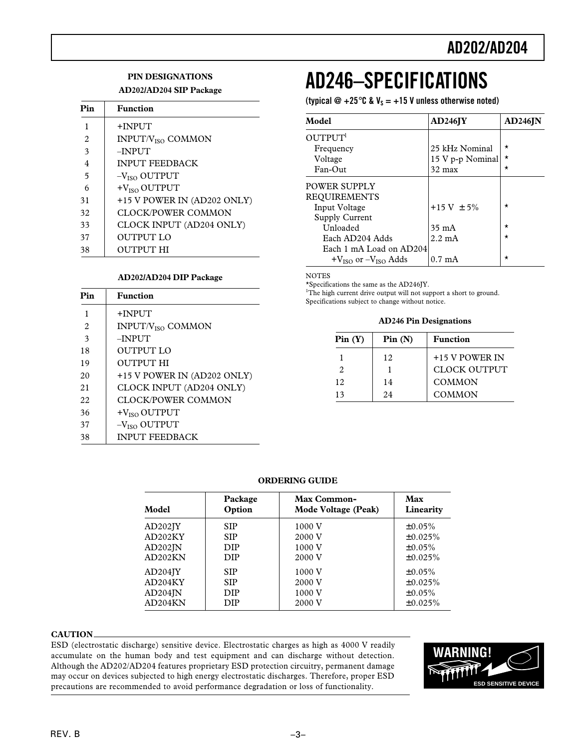## PIN DESIGNATIONS

### AD202/AD204 SIP Package

| Pin | Function |
|---|---|
| 1 | +INPUT |
| 2 | INPUT/$V_{ISO}$ COMMON |
| 3 | –INPUT |
| 4 | INPUT FEEDBACK |
| 5 | –$V_{ISO}$ OUTPUT |
| 6 | +$V_{ISO}$ OUTPUT |
| 31 | +15 V POWER IN (AD202 ONLY) |
| 32 | CLOCK/POWER COMMON |
| 33 | CLOCK INPUT (AD204 ONLY) |
| 37 | OUTPUT LO |
| 38 | OUTPUT HI |

### AD202/AD204 DIP Package

| Pin | Function |
|---|---|
| 1 | +INPUT |
| 2 | INPUT/$V_{ISO}$ COMMON |
| 3 | –INPUT |
| 18 | OUTPUT LO |
| 19 | OUTPUT HI |
| 20 | +15 V POWER IN (AD202 ONLY) |
| 21 | CLOCK INPUT (AD204 ONLY) |
| 22 | CLOCK/POWER COMMON |
| 36 | +$V_{ISO}$ OUTPUT |
| 37 | –$V_{ISO}$ OUTPUT |
| 38 | INPUT FEEDBACK |

# AD246–SPECIFICATIONS

**(typical @ +25°C & $V_S$ = +15 V unless otherwise noted)**

| Model | AD246JY | AD246JN |
|---|---|---|
| OUTPUT[1] | | |
| Frequency | 25 kHz Nominal | * |
| Voltage | 15 V p-p Nominal | * |
| Fan-Out | 32 max | * |
| POWER SUPPLY REQUIREMENTS | | |
| Input Voltage | +15 V ± 5% | * |
| Supply Current | | |
| Unloaded | 35 mA | * |
| Each AD204 Adds | 2.2 mA | * |
| Each 1 mA Load on AD204 +$V_{ISO}$ or –$V_{ISO}$ Adds | 0.7 mA | * |

NOTES
*Specifications the same as the AD246JY.
[1]The high current drive output will not support a short to ground.
Specifications subject to change without notice.

### AD246 Pin Designations

| Pin (Y) | Pin (N) | Function |
|---|---|---|
| 1 | 12 | +15 V POWER IN |
| 2 | 1 | CLOCK OUTPUT |
| 12 | 14 | COMMON |
| 13 | 24 | COMMON |

### ORDERING GUIDE

| Model | Package Option | Max Common-Mode Voltage (Peak) | Max Linearity |
|---|---|---|---|
| AD202JY | SIP | 1000 V | ±0.05% |
| AD202KY | SIP | 2000 V | ±0.025% |
| AD202JN | DIP | 1000 V | ±0.05% |
| AD202KN | DIP | 2000 V | ±0.025% |
| AD204JY | SIP | 1000 V | ±0.05% |
| AD204KY | SIP | 2000 V | ±0.025% |
| AD204JN | DIP | 1000 V | ±0.05% |
| AD204KN | DIP | 2000 V | ±0.025% |

**CAUTION**

ESD (electrostatic discharge) sensitive device. Electrostatic charges as high as 4000 V readily accumulate on the human body and test equipment and can discharge without detection. Although the AD202/AD204 features proprietary ESD protection circuitry, permanent damage may occur on devices subjected to high energy electrostatic discharges. Therefore, proper ESD precautions are recommended to avoid performance degradation or loss of functionality.

**WARNING!**
ESD SENSITIVE DEVICE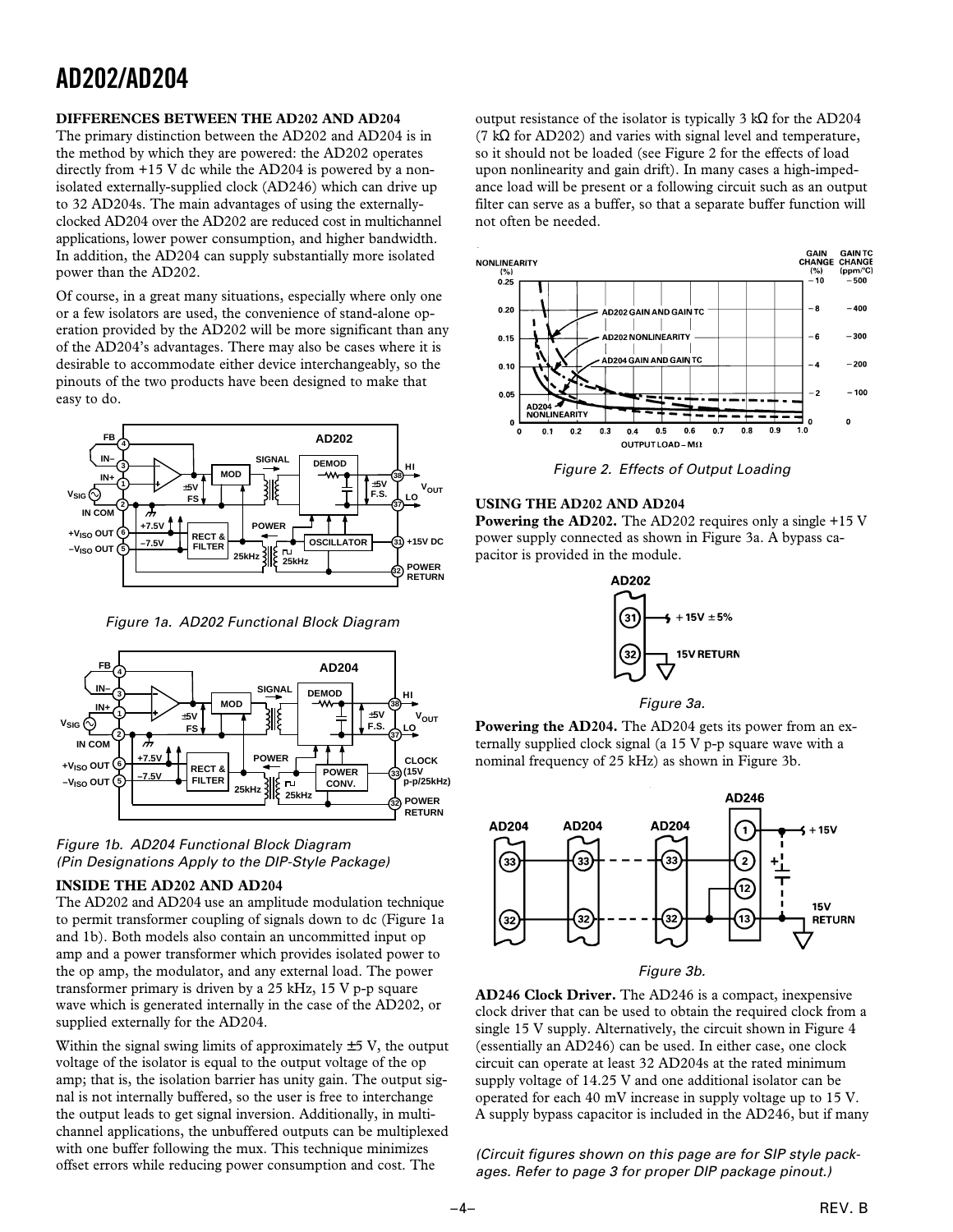## DIFFERENCES BETWEEN THE AD202 AND AD204

The primary distinction between the AD202 and AD204 is in the method by which they are powered: the AD202 operates directly from +15 V dc while the AD204 is powered by a non-isolated externally-supplied clock (AD246) which can drive up to 32 AD204s. The main advantages of using the externally-clocked AD204 over the AD202 are reduced cost in multichannel applications, lower power consumption, and higher bandwidth. In addition, the AD204 can supply substantially more isolated power than the AD202.

Of course, in a great many situations, especially where only one or a few isolators are used, the convenience of stand-alone operation provided by the AD202 will be more significant than any of the AD204's advantages. There may also be cases where it is desirable to accommodate either device interchangeably, so the pinouts of the two products have been designed to make that easy to do.

*Figure 1a. AD202 Functional Block Diagram*

*Figure 1b. AD204 Functional Block Diagram (Pin Designations Apply to the DIP-Style Package)*

## INSIDE THE AD202 AND AD204

The AD202 and AD204 use an amplitude modulation technique to permit transformer coupling of signals down to dc (Figure 1a and 1b). Both models also contain an uncommitted input op amp and a power transformer which provides isolated power to the op amp, the modulator, and any external load. The power transformer primary is driven by a 25 kHz, 15 V p-p square wave which is generated internally in the case of the AD202, or supplied externally for the AD204.

Within the signal swing limits of approximately ±5 V, the output voltage of the isolator is equal to the output voltage of the op amp; that is, the isolation barrier has unity gain. The output signal is not internally buffered, so the user is free to interchange the output leads to get signal inversion. Additionally, in multichannel applications, the unbuffered outputs can be multiplexed with one buffer following the mux. This technique minimizes offset errors while reducing power consumption and cost. The output resistance of the isolator is typically 3 kΩ for the AD204 (7 kΩ for AD202) and varies with signal level and temperature, so it should not be loaded (see Figure 2 for the effects of load upon nonlinearity and gain drift). In many cases a high-impedance load will be present or a following circuit such as an output filter can serve as a buffer, so that a separate buffer function will not often be needed.

*Figure 2. Effects of Output Loading*

## USING THE AD202 AND AD204

**Powering the AD202.** The AD202 requires only a single +15 V power supply connected as shown in Figure 3a. A bypass capacitor is provided in the module.

*Figure 3a.*

**Powering the AD204.** The AD204 gets its power from an externally supplied clock signal (a 15 V p-p square wave with a nominal frequency of 25 kHz) as shown in Figure 3b.

*Figure 3b.*

**AD246 Clock Driver.** The AD246 is a compact, inexpensive clock driver that can be used to obtain the required clock from a single 15 V supply. Alternatively, the circuit shown in Figure 4 (essentially an AD246) can be used. In either case, one clock circuit can operate at least 32 AD204s at the rated minimum supply voltage of 14.25 V and one additional isolator can be operated for each 40 mV increase in supply voltage up to 15 V. A supply bypass capacitor is included in the AD246, but if many

*(Circuit figures shown on this page are for SIP style packages. Refer to page 3 for proper DIP package pinout.)*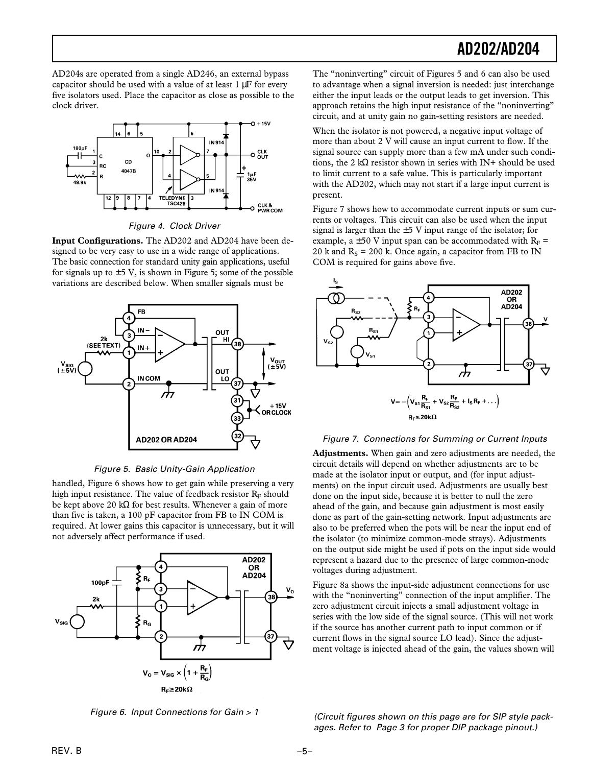AD204s are operated from a single AD246, an external bypass capacitor should be used with a value of at least 1 µF for every five isolators used. Place the capacitor as close as possible to the clock driver.

Figure 4. Clock Driver

**Input Configurations.** The AD202 and AD204 have been designed to be very easy to use in a wide range of applications. The basic connection for standard unity gain applications, useful for signals up to ±5 V, is shown in Figure 5; some of the possible variations are described below. When smaller signals must be handled, Figure 6 shows how to get gain while preserving a very high input resistance. The value of feedback resistor $R_F$ should be kept above 20 kΩ for best results. Whenever a gain of more than five is taken, a 100 pF capacitor from FB to IN COM is required. At lower gains this capacitor is unnecessary, but it will not adversely affect performance if used.

Figure 5. Basic Unity-Gain Application

$$V_O = V_{SIG} \times \left(1 + \frac{R_F}{R_G}\right)$$

$$R_F \geq 20k\Omega$$

Figure 6. Input Connections for Gain > 1

The "noninverting" circuit of Figures 5 and 6 can also be used to advantage when a signal inversion is needed: just interchange either the input leads or the output leads to get inversion. This approach retains the high input resistance of the "noninverting" circuit, and at unity gain no gain-setting resistors are needed.

When the isolator is not powered, a negative input voltage of more than about 2 V will cause an input current to flow. If the signal source can supply more than a few mA under such conditions, the 2 kΩ resistor shown in series with IN+ should be used to limit current to a safe value. This is particularly important with the AD202, which may not start if a large input current is present.

Figure 7 shows how to accommodate current inputs or sum currents or voltages. This circuit can also be used when the input signal is larger than the ±5 V input range of the isolator; for example, a ±50 V input span can be accommodated with $R_F$ = 20 k and $R_S$ = 200 k. Once again, a capacitor from FB to IN COM is required for gains above five.

$$V = -\left(V_{S1}\frac{R_F}{R_{S1}} + V_{S2}\frac{R_F}{R_{S2}} + I_S R_F + \ldots\right)$$

$$R_F \geq 20k\Omega$$

Figure 7. Connections for Summing or Current Inputs

**Adjustments.** When gain and zero adjustments are needed, the circuit details will depend on whether adjustments are to be made at the isolator input or output, and (for input adjustments) on the input circuit used. Adjustments are usually best done on the input side, because it is better to null the zero ahead of the gain, and because gain adjustment is most easily done as part of the gain-setting network. Input adjustments are also to be preferred when the pots will be near the input end of the isolator (to minimize common-mode strays). Adjustments on the output side might be used if pots on the input side would represent a hazard due to the presence of large common-mode voltages during adjustment.

Figure 8a shows the input-side adjustment connections for use with the "noninverting" connection of the input amplifier. The zero adjustment circuit injects a small adjustment voltage in series with the low side of the signal source. (This will not work if the source has another current path to input common or if current flows in the signal source LO lead). Since the adjustment voltage is injected ahead of the gain, the values shown will

*(Circuit figures shown on this page are for SIP style packages. Refer to Page 3 for proper DIP package pinout.)*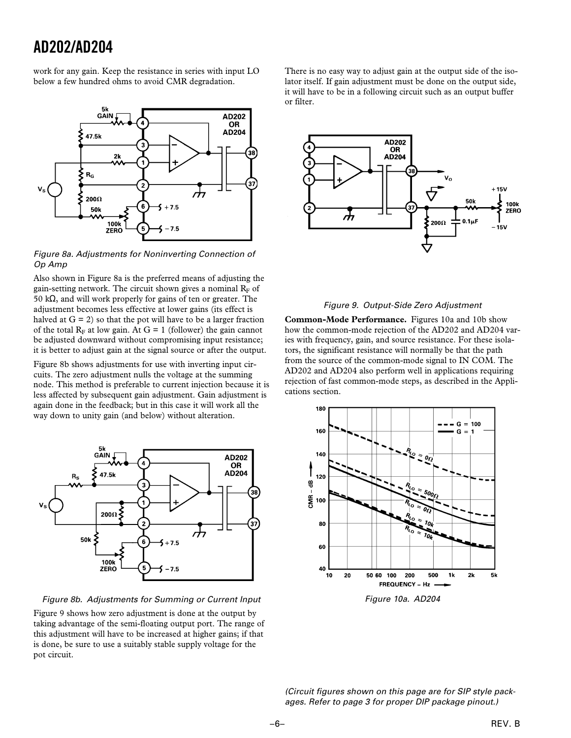work for any gain. Keep the resistance in series with input LO below a few hundred ohms to avoid CMR degradation.

Figure 8a. Adjustments for Noninverting Connection of Op Amp

Also shown in Figure 8a is the preferred means of adjusting the gain-setting network. The circuit shown gives a nominal $R_F$ of 50 kΩ, and will work properly for gains of ten or greater. The adjustment becomes less effective at lower gains (its effect is halved at G = 2) so that the pot will have to be a larger fraction of the total $R_F$ at low gain. At G = 1 (follower) the gain cannot be adjusted downward without compromising input resistance; it is better to adjust gain at the signal source or after the output.

Figure 8b shows adjustments for use with inverting input circuits. The zero adjustment nulls the voltage at the summing node. This method is preferable to current injection because it is less affected by subsequent gain adjustment. Gain adjustment is again done in the feedback; but in this case it will work all the way down to unity gain (and below) without alteration.

Figure 8b. Adjustments for Summing or Current Input

Figure 9 shows how zero adjustment is done at the output by taking advantage of the semi-floating output port. The range of this adjustment will have to be increased at higher gains; if that is done, be sure to use a suitably stable supply voltage for the pot circuit.

There is no easy way to adjust gain at the output side of the isolator itself. If gain adjustment must be done on the output side, it will have to be in a following circuit such as an output buffer or filter.

Figure 9. Output-Side Zero Adjustment

**Common-Mode Performance.** Figures 10a and 10b show how the common-mode rejection of the AD202 and AD204 varies with frequency, gain, and source resistance. For these isolators, the significant resistance will normally be that the path from the source of the common-mode signal to IN COM. The AD202 and AD204 also perform well in applications requiring rejection of fast common-mode steps, as described in the Applications section.

Figure 10a. AD204

*(Circuit figures shown on this page are for SIP style packages. Refer to page 3 for proper DIP package pinout.)*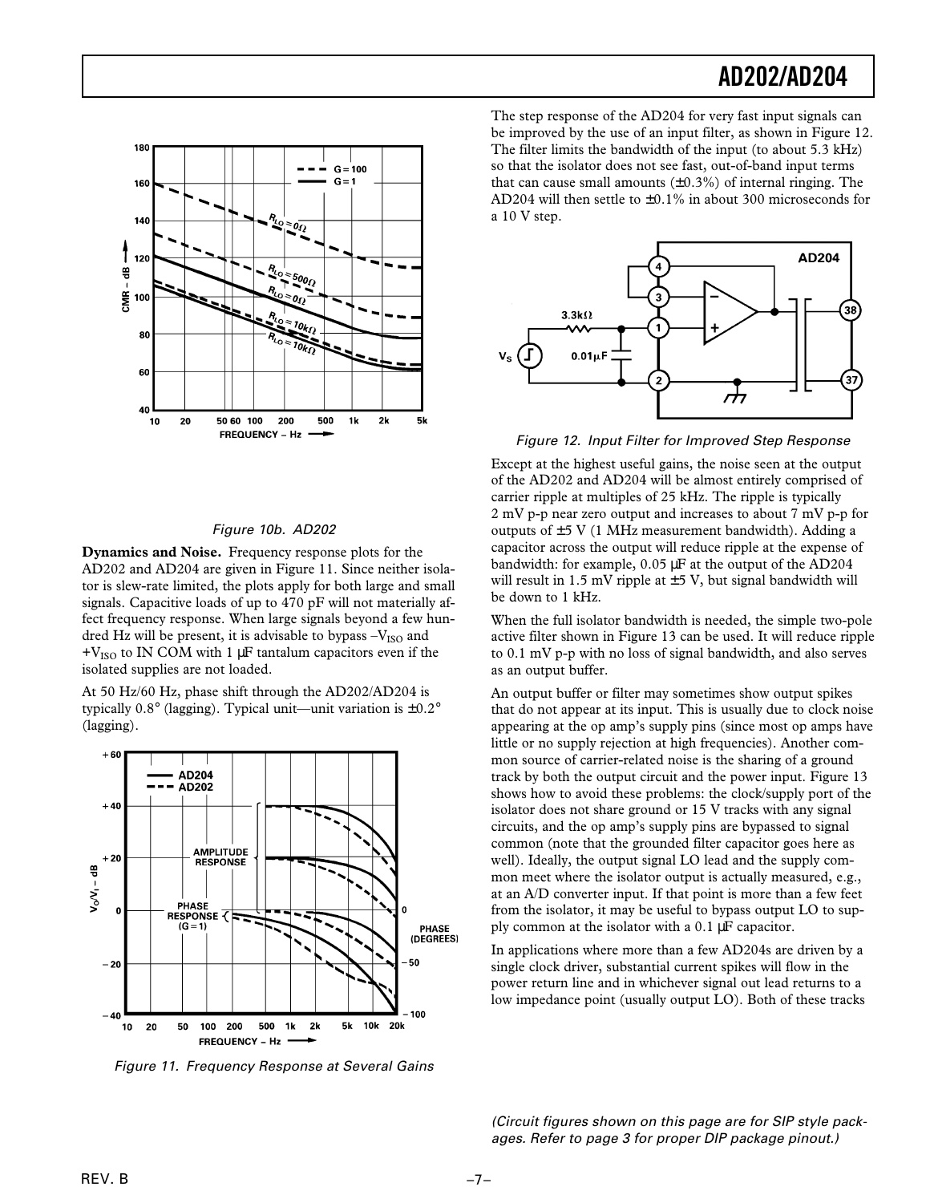Figure 10b. AD202

**Dynamics and Noise.** Frequency response plots for the AD202 and AD204 are given in Figure 11. Since neither isolator is slew-rate limited, the plots apply for both large and small signals. Capacitive loads of up to 470 pF will not materially affect frequency response. When large signals beyond a few hundred Hz will be present, it is advisable to bypass $-V_{ISO}$ and $+V_{ISO}$ to IN COM with 1 µF tantalum capacitors even if the isolated supplies are not loaded.

At 50 Hz/60 Hz, phase shift through the AD202/AD204 is typically 0.8° (lagging). Typical unit—unit variation is ±0.2° (lagging).

Figure 11. Frequency Response at Several Gains

The step response of the AD204 for very fast input signals can be improved by the use of an input filter, as shown in Figure 12. The filter limits the bandwidth of the input (to about 5.3 kHz) so that the isolator does not see fast, out-of-band input terms that can cause small amounts (±0.3%) of internal ringing. The AD204 will then settle to ±0.1% in about 300 microseconds for a 10 V step.

Figure 12. Input Filter for Improved Step Response

Except at the highest useful gains, the noise seen at the output of the AD202 and AD204 will be almost entirely comprised of carrier ripple at multiples of 25 kHz. The ripple is typically 2 mV p-p near zero output and increases to about 7 mV p-p for outputs of ±5 V (1 MHz measurement bandwidth). Adding a capacitor across the output will reduce ripple at the expense of bandwidth: for example, 0.05 µF at the output of the AD204 will result in 1.5 mV ripple at ±5 V, but signal bandwidth will be down to 1 kHz.

When the full isolator bandwidth is needed, the simple two-pole active filter shown in Figure 13 can be used. It will reduce ripple to 0.1 mV p-p with no loss of signal bandwidth, and also serves as an output buffer.

An output buffer or filter may sometimes show output spikes that do not appear at its input. This is usually due to clock noise appearing at the op amp's supply pins (since most op amps have little or no supply rejection at high frequencies). Another common source of carrier-related noise is the sharing of a ground track by both the output circuit and the power input. Figure 13 shows how to avoid these problems: the clock/supply port of the isolator does not share ground or 15 V tracks with any signal circuits, and the op amp's supply pins are bypassed to signal common (note that the grounded filter capacitor goes here as well). Ideally, the output signal LO lead and the supply common meet where the isolator output is actually measured, e.g., at an A/D converter input. If that point is more than a few feet from the isolator, it may be useful to bypass output LO to supply common at the isolator with a 0.1 µF capacitor.

In applications where more than a few AD204s are driven by a single clock driver, substantial current spikes will flow in the power return line and in whichever signal out lead returns to a low impedance point (usually output LO). Both of these tracks

*(Circuit figures shown on this page are for SIP style packages. Refer to page 3 for proper DIP package pinout.)*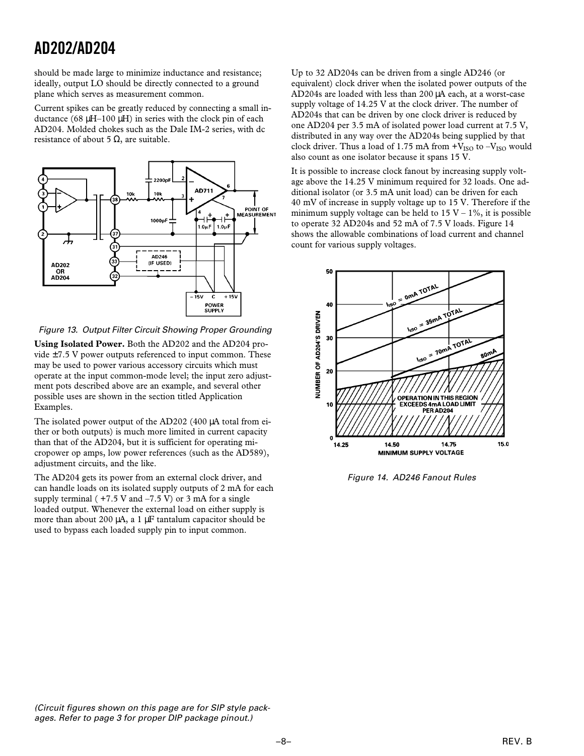should be made large to minimize inductance and resistance; ideally, output LO should be directly connected to a ground plane which serves as measurement common.

Current spikes can be greatly reduced by connecting a small inductance (68 µH–100 µH) in series with the clock pin of each AD204. Molded chokes such as the Dale IM-2 series, with dc resistance of about 5 Ω, are suitable.

*Figure 13. Output Filter Circuit Showing Proper Grounding*

**Using Isolated Power.** Both the AD202 and the AD204 provide ±7.5 V power outputs referenced to input common. These may be used to power various accessory circuits which must operate at the input common-mode level; the input zero adjustment pots described above are an example, and several other possible uses are shown in the section titled Application Examples.

The isolated power output of the AD202 (400 µA total from either or both outputs) is much more limited in current capacity than that of the AD204, but it is sufficient for operating micropower op amps, low power references (such as the AD589), adjustment circuits, and the like.

The AD204 gets its power from an external clock driver, and can handle loads on its isolated supply outputs of 2 mA for each supply terminal ( +7.5 V and –7.5 V) or 3 mA for a single loaded output. Whenever the external load on either supply is more than about 200 µA, a 1 µF tantalum capacitor should be used to bypass each loaded supply pin to input common.

Up to 32 AD204s can be driven from a single AD246 (or equivalent) clock driver when the isolated power outputs of the AD204s are loaded with less than 200 µA each, at a worst-case supply voltage of 14.25 V at the clock driver. The number of AD204s that can be driven by one clock driver is reduced by one AD204 per 3.5 mA of isolated power load current at 7.5 V, distributed in any way over the AD204s being supplied by that clock driver. Thus a load of 1.75 mA from $+V_{ISO}$ to $-V_{ISO}$ would also count as one isolator because it spans 15 V.

It is possible to increase clock fanout by increasing supply voltage above the 14.25 V minimum required for 32 loads. One additional isolator (or 3.5 mA unit load) can be driven for each 40 mV of increase in supply voltage up to 15 V. Therefore if the minimum supply voltage can be held to 15 V – 1%, it is possible to operate 32 AD204s and 52 mA of 7.5 V loads. Figure 14 shows the allowable combinations of load current and channel count for various supply voltages.

*Figure 14. AD246 Fanout Rules*

*(Circuit figures shown on this page are for SIP style packages. Refer to page 3 for proper DIP package pinout.)*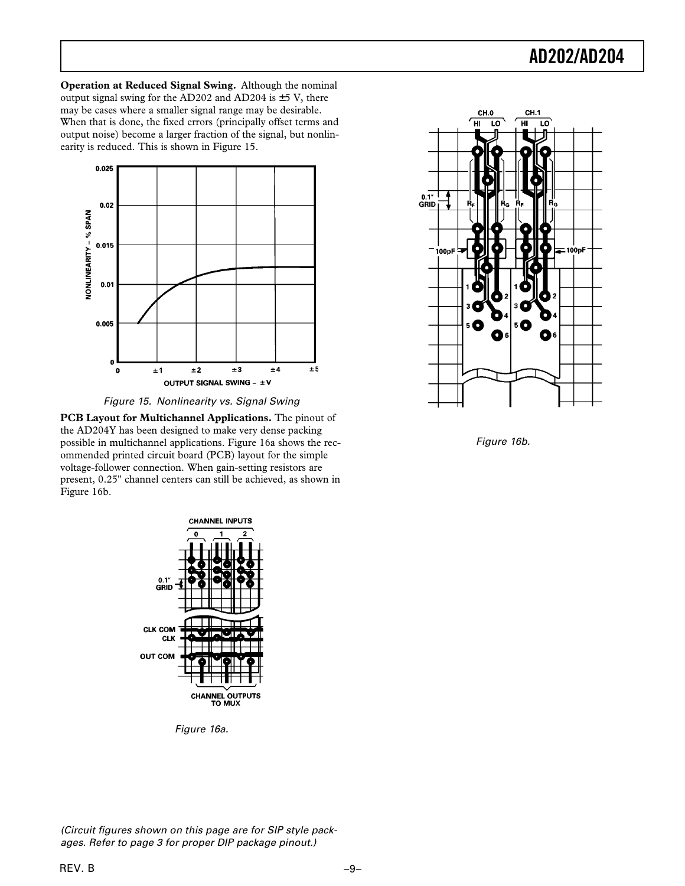**Operation at Reduced Signal Swing.** Although the nominal output signal swing for the AD202 and AD204 is ±5 V, there may be cases where a smaller signal range may be desirable. When that is done, the fixed errors (principally offset terms and output noise) become a larger fraction of the signal, but nonlinearity is reduced. This is shown in Figure 15.

*Figure 15. Nonlinearity vs. Signal Swing*

**PCB Layout for Multichannel Applications.** The pinout of the AD204Y has been designed to make very dense packing possible in multichannel applications. Figure 16a shows the recommended printed circuit board (PCB) layout for the simple voltage-follower connection. When gain-setting resistors are present, 0.25" channel centers can still be achieved, as shown in Figure 16b.

*Figure 16a.*

*Figure 16b.*

*(Circuit figures shown on this page are for SIP style packages. Refer to page 3 for proper DIP package pinout.)*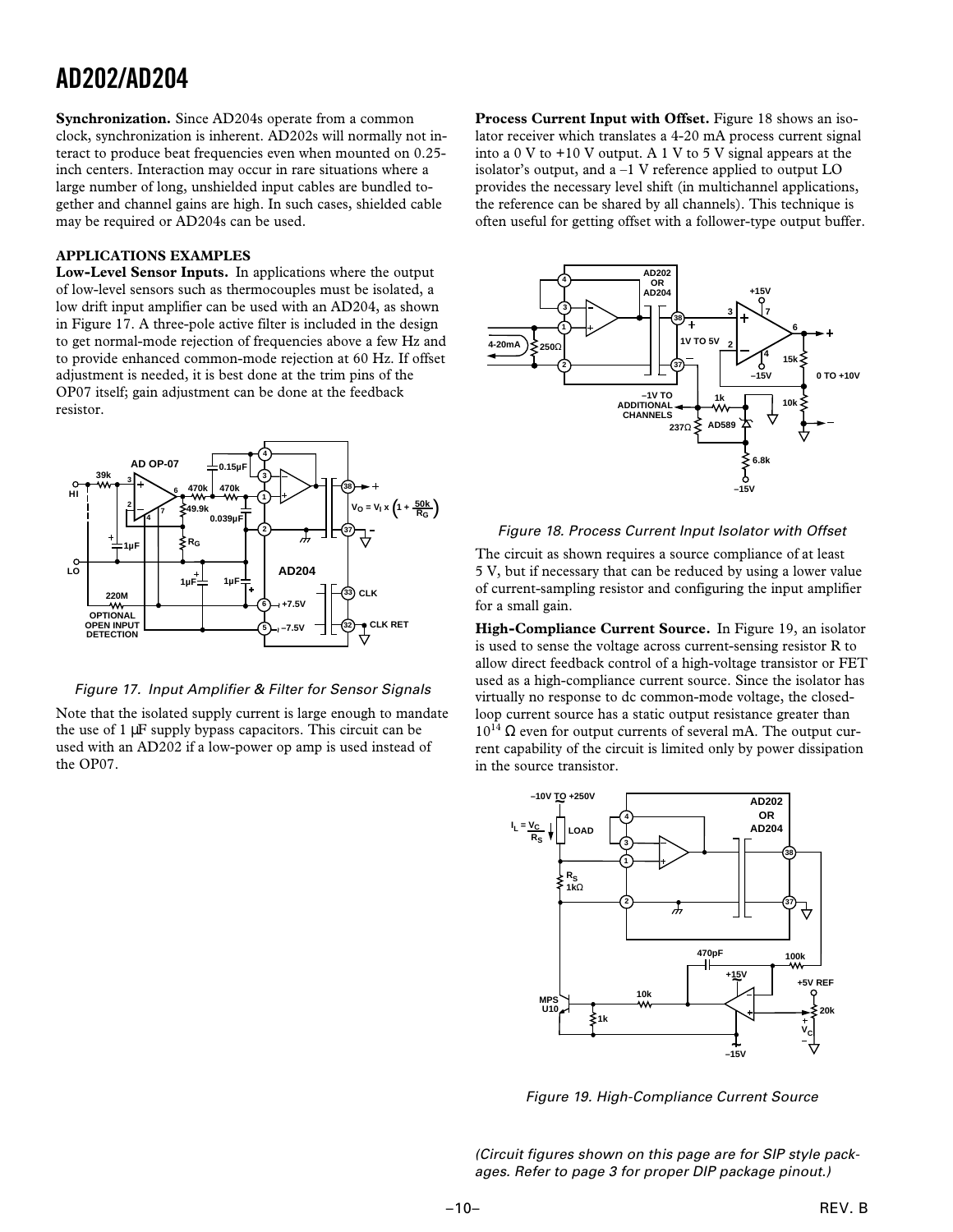**Synchronization.** Since AD204s operate from a common clock, synchronization is inherent. AD202s will normally not interact to produce beat frequencies even when mounted on 0.25-inch centers. Interaction may occur in rare situations where a large number of long, unshielded input cables are bundled together and channel gains are high. In such cases, shielded cable may be required or AD204s can be used.

## APPLICATIONS EXAMPLES

**Low-Level Sensor Inputs.** In applications where the output of low-level sensors such as thermocouples must be isolated, a low drift input amplifier can be used with an AD204, as shown in Figure 17. A three-pole active filter is included in the design to get normal-mode rejection of frequencies above a few Hz and to provide enhanced common-mode rejection at 60 Hz. If offset adjustment is needed, it is best done at the trim pins of the OP07 itself; gain adjustment can be done at the feedback resistor.

*Figure 17. Input Amplifier & Filter for Sensor Signals*

Note that the isolated supply current is large enough to mandate the use of 1 µF supply bypass capacitors. This circuit can be used with an AD202 if a low-power op amp is used instead of the OP07.

**Process Current Input with Offset.** Figure 18 shows an isolator receiver which translates a 4-20 mA process current signal into a 0 V to +10 V output. A 1 V to 5 V signal appears at the isolator's output, and a –1 V reference applied to output LO provides the necessary level shift (in multichannel applications, the reference can be shared by all channels). This technique is often useful for getting offset with a follower-type output buffer.

*Figure 18. Process Current Input Isolator with Offset*

The circuit as shown requires a source compliance of at least 5 V, but if necessary that can be reduced by using a lower value of current-sampling resistor and configuring the input amplifier for a small gain.

**High-Compliance Current Source.** In Figure 19, an isolator is used to sense the voltage across current-sensing resistor R to allow direct feedback control of a high-voltage transistor or FET used as a high-compliance current source. Since the isolator has virtually no response to dc common-mode voltage, the closed-loop current source has a static output resistance greater than $10^{14}$ Ω even for output currents of several mA. The output current capability of the circuit is limited only by power dissipation in the source transistor.

*Figure 19. High-Compliance Current Source*

*(Circuit figures shown on this page are for SIP style packages. Refer to page 3 for proper DIP package pinout.)*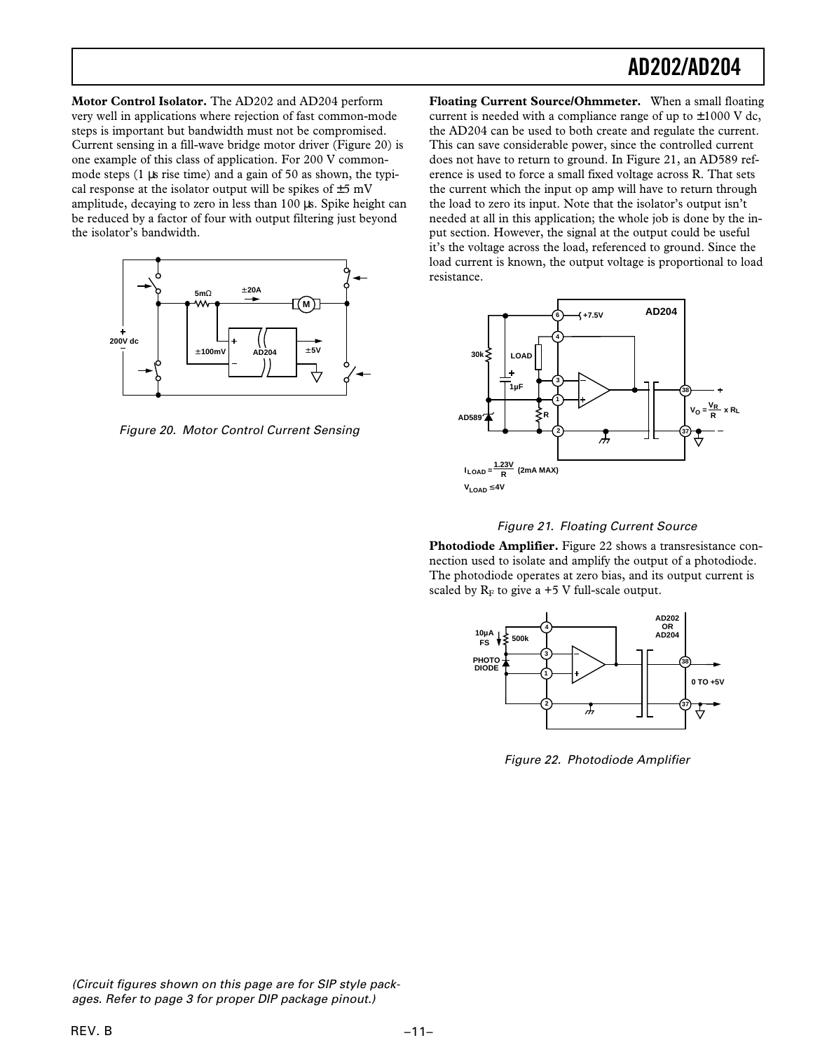**Motor Control Isolator.** The AD202 and AD204 perform very well in applications where rejection of fast common-mode steps is important but bandwidth must not be compromised. Current sensing in a fill-wave bridge motor driver (Figure 20) is one example of this class of application. For 200 V common-mode steps (1 μs rise time) and a gain of 50 as shown, the typical response at the isolator output will be spikes of ±5 mV amplitude, decaying to zero in less than 100 μs. Spike height can be reduced by a factor of four with output filtering just beyond the isolator's bandwidth.

*Figure 20. Motor Control Current Sensing*

**Floating Current Source/Ohmmeter.** When a small floating current is needed with a compliance range of up to ±1000 V dc, the AD204 can be used to both create and regulate the current. This can save considerable power, since the controlled current does not have to return to ground. In Figure 21, an AD589 reference is used to force a small fixed voltage across R. That sets the current which the input op amp will have to return through the load to zero its input. Note that the isolator's output isn't needed at all in this application; the whole job is done by the input section. However, the signal at the output could be useful it's the voltage across the load, referenced to ground. Since the load current is known, the output voltage is proportional to load resistance.

$I_{LOAD} = \frac{1.23V}{R}$ (2mA MAX)

$V_{LOAD} \leq 4V$

$V_O = \frac{V_R}{R} \times R_L$

*Figure 21. Floating Current Source*

**Photodiode Amplifier.** Figure 22 shows a transresistance connection used to isolate and amplify the output of a photodiode. The photodiode operates at zero bias, and its output current is scaled by $R_F$ to give a +5 V full-scale output.

*Figure 22. Photodiode Amplifier*

*(Circuit figures shown on this page are for SIP style packages. Refer to page 3 for proper DIP package pinout.)*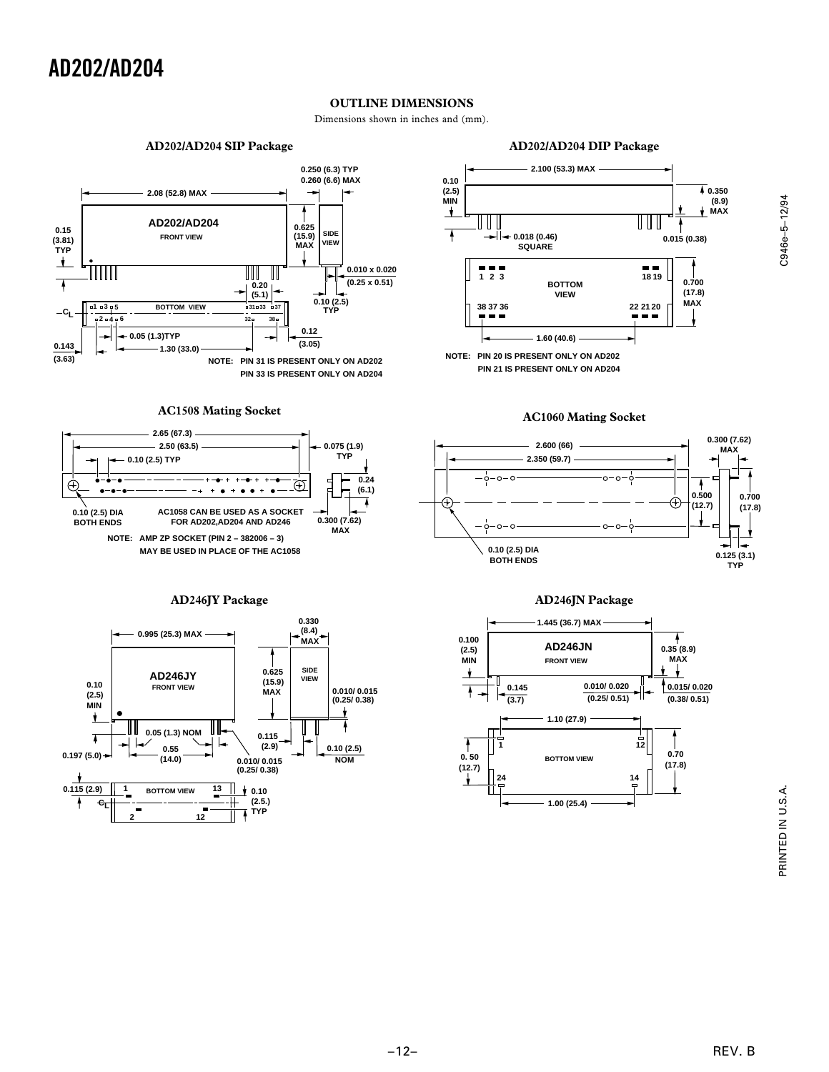## OUTLINE DIMENSIONS

Dimensions shown in inches and (mm).

### AD202/AD204 SIP Package

0.250 (6.3) TYP
0.260 (6.6) MAX
2.08 (52.8) MAX
AD202/AD204
FRONT VIEW
0.625 (15.9) MAX
SIDE VIEW
0.15 (3.81) TYP
0.010 x 0.020 (0.25 x 0.51)
0.20 (5.1)
0.10 (2.5) TYP
BOTTOM VIEW
1 3 5 2 4 6 31 33 37 32 38
0.05 (1.3)TYP
0.12 (3.05)
0.143 (3.63)
1.30 (33.0)

NOTE: PIN 31 IS PRESENT ONLY ON AD202
PIN 33 IS PRESENT ONLY ON AD204

### AD202/AD204 DIP Package

2.100 (53.3) MAX
0.10 (2.5) MIN
0.350 (8.9) MAX
0.018 (0.46) SQUARE
0.015 (0.38)
1 2 3 18 19
BOTTOM VIEW
38 37 36 22 21 20
0.700 (17.8) MAX
1.60 (40.6)

NOTE: PIN 20 IS PRESENT ONLY ON AD202
PIN 21 IS PRESENT ONLY ON AD204

### AC1508 Mating Socket

2.65 (67.3)
2.50 (63.5)
0.075 (1.9) TYP
0.10 (2.5) TYP
0.24 (6.1)
0.10 (2.5) DIA BOTH ENDS
AC1058 CAN BE USED AS A SOCKET FOR AD202,AD204 AND AD246
0.300 (7.62) MAX

NOTE: AMP ZP SOCKET (PIN 2 – 382006 – 3) MAY BE USED IN PLACE OF THE AC1058

### AC1060 Mating Socket

2.600 (66)
2.350 (59.7)
0.300 (7.62) MAX
0.500 (12.7)
0.700 (17.8)
0.10 (2.5) DIA BOTH ENDS
0.125 (3.1) TYP

### AD246JY Package

0.995 (25.3) MAX
0.330 (8.4) MAX
AD246JY
FRONT VIEW
0.625 (15.9) MAX
SIDE VIEW
0.10 (2.5) MIN
0.010/ 0.015 (0.25/ 0.38)
0.05 (1.3) NOM
0.55 (14.0)
0.197 (5.0)
0.115 (2.9)
0.010/ 0.015 (0.25/ 0.38)
0.10 (2.5) NOM
0.115 (2.9)
1 BOTTOM VIEW 13
2 12
0.10 (2.5.) TYP

### AD246JN Package

1.445 (36.7) MAX
0.100 (2.5) MIN
AD246JN
FRONT VIEW
0.35 (8.9) MAX
0.145 (3.7)
0.010/ 0.020 (0.25/ 0.51)
0.015/ 0.020 (0.38/ 0.51)
1.10 (27.9)
1 12
0. 50 (12.7)
BOTTOM VIEW
0.70 (17.8)
24 14
1.00 (25.4)